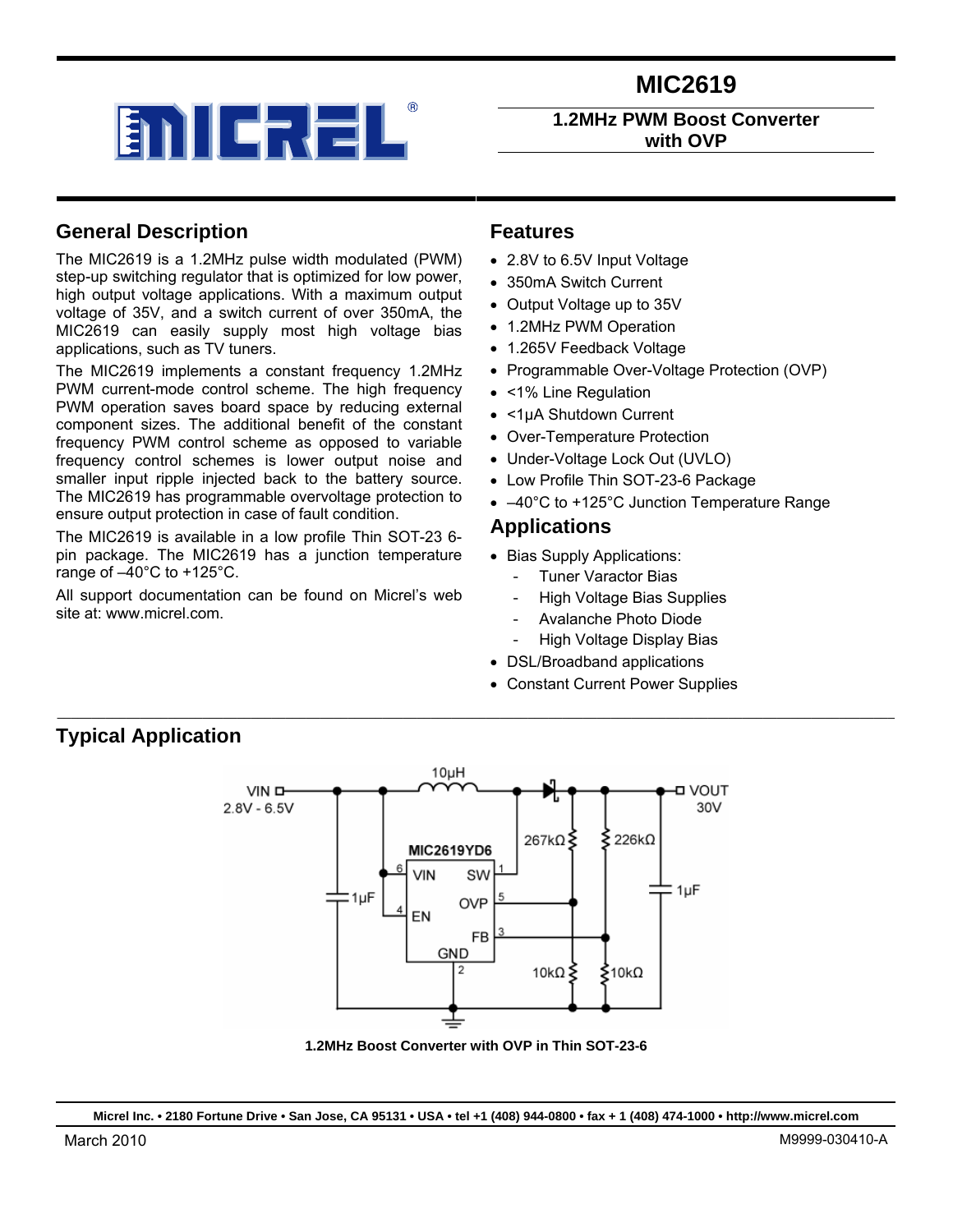# MIC2619

## 1.2MHz PWM Boost Converter with OVP

## General Description

The MIC2619 is a 1.2MHz pulse width modulated (PWM) step-up switching regulator that is optimized for low power, high output voltage applications. With a maximum output voltage of 35V, and a switch current of over 350mA, the MIC2619 can easily supply most high voltage bias applications, such as TV tuners.

The MIC2619 implements a constant frequency 1.2MHz PWM current-mode control scheme. The high frequency PWM operation saves board space by reducing external component sizes. The additional benefit of the constant frequency PWM control scheme as opposed to variable frequency control schemes is lower output noise and smaller input ripple injected back to the battery source. The MIC2619 has programmable overvoltage protection to ensure output protection in case of fault condition.

The MIC2619 is available in a low profile Thin SOT-23 6-pin package. The MIC2619 has a junction temperature range of –40°C to +125°C.

All support documentation can be found on Micrel's web site at: www.micrel.com.

## Features

- 2.8V to 6.5V Input Voltage
- 350mA Switch Current
- Output Voltage up to 35V
- 1.2MHz PWM Operation
- 1.265V Feedback Voltage
- Programmable Over-Voltage Protection (OVP)
- <1% Line Regulation
- <1µA Shutdown Current
- Over-Temperature Protection
- Under-Voltage Lock Out (UVLO)
- Low Profile Thin SOT-23-6 Package
- –40°C to +125°C Junction Temperature Range

## Applications

- Bias Supply Applications:
  - Tuner Varactor Bias
  - High Voltage Bias Supplies
  - Avalanche Photo Diode
  - High Voltage Display Bias
- DSL/Broadband applications
- Constant Current Power Supplies

## Typical Application

1.2MHz Boost Converter with OVP in Thin SOT-23-6

Micrel Inc. • 2180 Fortune Drive • San Jose, CA 95131 • USA • tel +1 (408) 944-0800 • fax + 1 (408) 474-1000 • http://www.micrel.com

March 2010

M9999-030410-A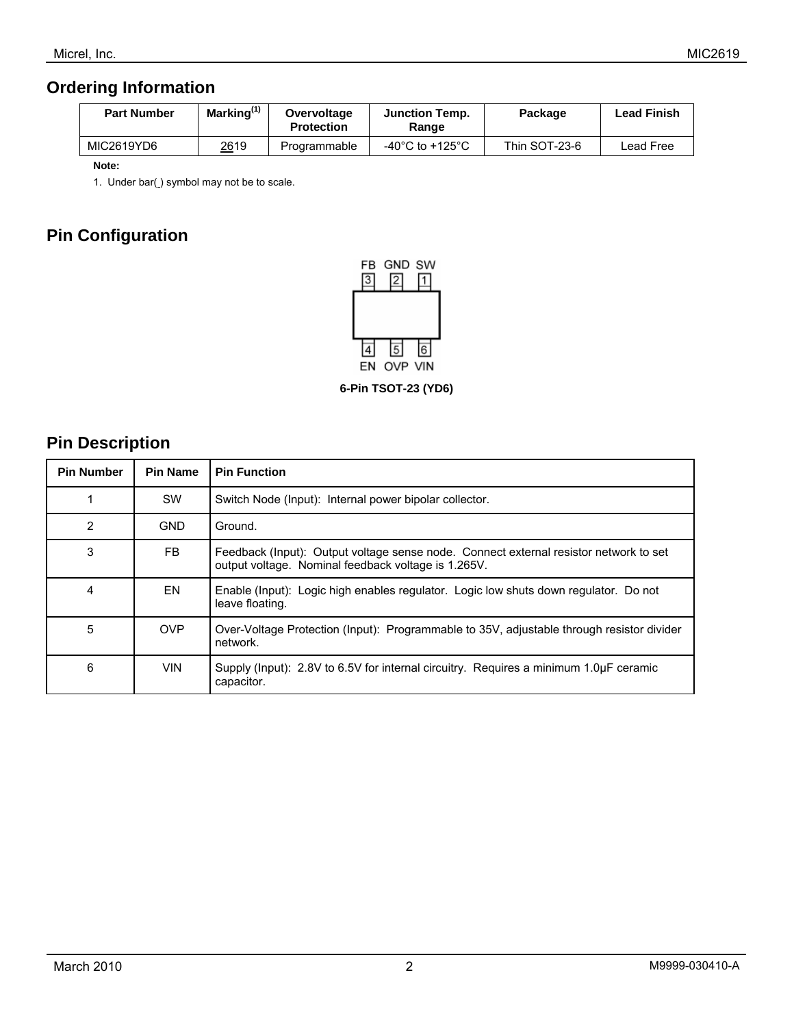## Ordering Information

| Part Number | Marking[1] | Overvoltage Protection | Junction Temp. Range | Package | Lead Finish |
|---|---|---|---|---|---|
| MIC2619YD6 | 2619 | Programmable | -40°C to +125°C | Thin SOT-23-6 | Lead Free |

**Note:**

1. Under bar( ) symbol may not be to scale.

## Pin Configuration

FB GND SW
3 2 1

4 5 6
EN OVP VIN

**6-Pin TSOT-23 (YD6)**

## Pin Description

| Pin Number | Pin Name | Pin Function |
|---|---|---|
| 1 | SW | Switch Node (Input): Internal power bipolar collector. |
| 2 | GND | Ground. |
| 3 | FB | Feedback (Input): Output voltage sense node. Connect external resistor network to set output voltage. Nominal feedback voltage is 1.265V. |
| 4 | EN | Enable (Input): Logic high enables regulator. Logic low shuts down regulator. Do not leave floating. |
| 5 | OVP | Over-Voltage Protection (Input): Programmable to 35V, adjustable through resistor divider network. |
| 6 | VIN | Supply (Input): 2.8V to 6.5V for internal circuitry. Requires a minimum 1.0µF ceramic capacitor. |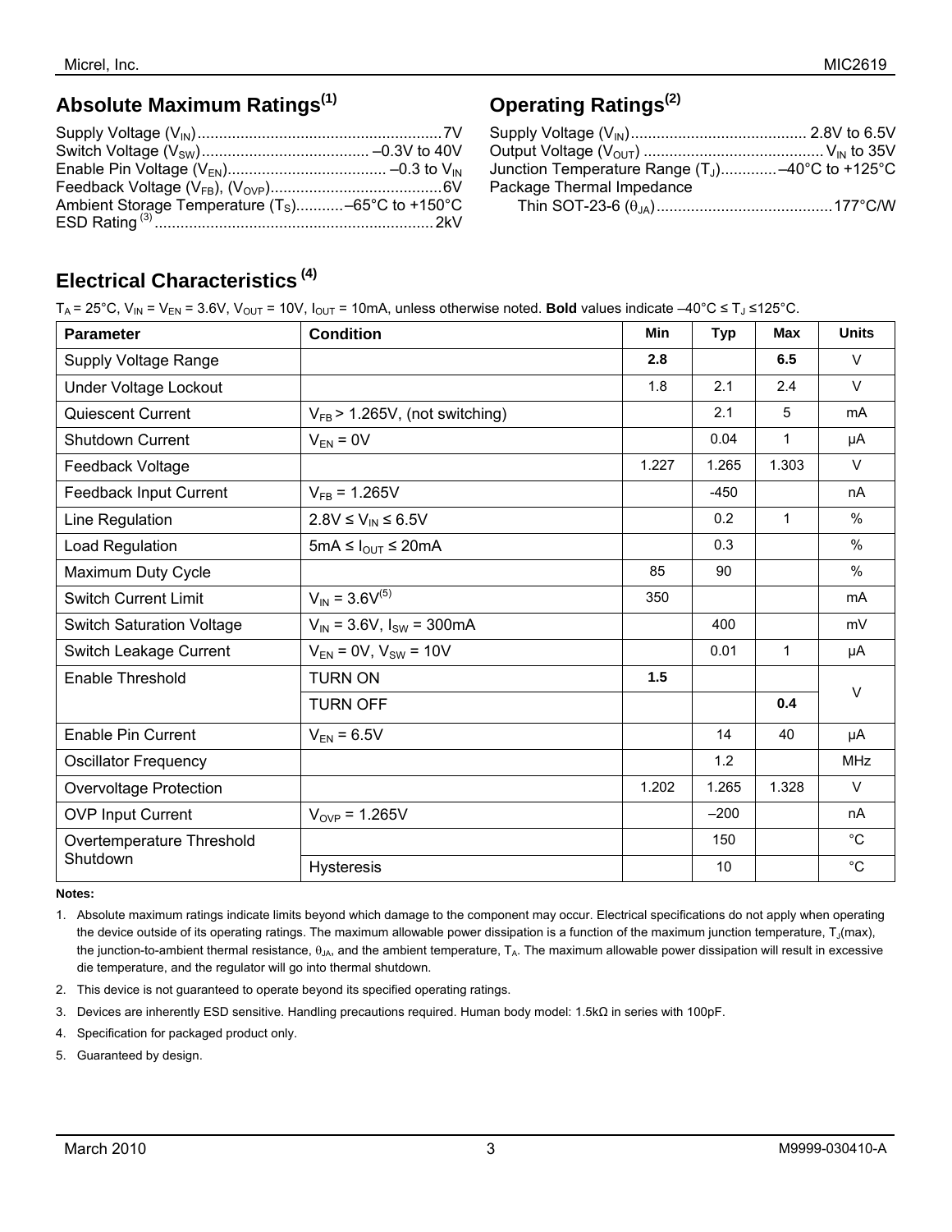## Absolute Maximum Ratings[1]

Supply Voltage ($V_{IN}$) ........................................................7V
Switch Voltage ($V_{SW}$) ....................................... –0.3V to 40V
Enable Pin Voltage ($V_{EN}$) ..................................... –0.3 to $V_{IN}$
Feedback Voltage ($V_{FB}$), ($V_{OVP}$) ........................................6V
Ambient Storage Temperature ($T_S$) ...........–65°C to +150°C
ESD Rating [3] .................................................................2kV

## Operating Ratings[2]

Supply Voltage ($V_{IN}$) ......................................... 2.8V to 6.5V
Output Voltage ($V_{OUT}$) .......................................... $V_{IN}$ to 35V
Junction Temperature Range ($T_J$) .............–40°C to +125°C
Package Thermal Impedance
  Thin SOT-23-6 ($\theta_{JA}$) .........................................177°C/W

## Electrical Characteristics [4]

$T_A$ = 25°C, $V_{IN}$ = $V_{EN}$ = 3.6V, $V_{OUT}$ = 10V, $I_{OUT}$ = 10mA, unless otherwise noted. **Bold** values indicate –40°C ≤ $T_J$ ≤125°C.

| Parameter | Condition | Min | Typ | Max | Units |
|---|---|---|---|---|---|
| Supply Voltage Range | | **2.8** | | **6.5** | V |
| Under Voltage Lockout | | 1.8 | 2.1 | 2.4 | V |
| Quiescent Current | $V_{FB}$ > 1.265V, (not switching) | | 2.1 | 5 | mA |
| Shutdown Current | $V_{EN}$ = 0V | | 0.04 | 1 | µA |
| Feedback Voltage | | 1.227 | 1.265 | 1.303 | V |
| Feedback Input Current | $V_{FB}$ = 1.265V | | -450 | | nA |
| Line Regulation | 2.8V ≤ $V_{IN}$ ≤ 6.5V | | 0.2 | 1 | % |
| Load Regulation | 5mA ≤ $I_{OUT}$ ≤ 20mA | | 0.3 | | % |
| Maximum Duty Cycle | | 85 | 90 | | % |
| Switch Current Limit | $V_{IN}$ = 3.6V[5] | 350 | | | mA |
| Switch Saturation Voltage | $V_{IN}$ = 3.6V, $I_{SW}$ = 300mA | | 400 | | mV |
| Switch Leakage Current | $V_{EN}$ = 0V, $V_{SW}$ = 10V | | 0.01 | 1 | µA |
| Enable Threshold | TURN ON | **1.5** | | | V |
| | TURN OFF | | | **0.4** | V |
| Enable Pin Current | $V_{EN}$ = 6.5V | | 14 | 40 | µA |
| Oscillator Frequency | | | 1.2 | | MHz |
| Overvoltage Protection | | 1.202 | 1.265 | 1.328 | V |
| OVP Input Current | $V_{OVP}$ = 1.265V | | –200 | | nA |
| Overtemperature Threshold Shutdown | | | 150 | | °C |
| | Hysteresis | | 10 | | °C |

**Notes:**

1. Absolute maximum ratings indicate limits beyond which damage to the component may occur. Electrical specifications do not apply when operating the device outside of its operating ratings. The maximum allowable power dissipation is a function of the maximum junction temperature, $T_J$(max), the junction-to-ambient thermal resistance, $\theta_{JA}$, and the ambient temperature, $T_A$. The maximum allowable power dissipation will result in excessive die temperature, and the regulator will go into thermal shutdown.
2. This device is not guaranteed to operate beyond its specified operating ratings.
3. Devices are inherently ESD sensitive. Handling precautions required. Human body model: 1.5kΩ in series with 100pF.
4. Specification for packaged product only.
5. Guaranteed by design.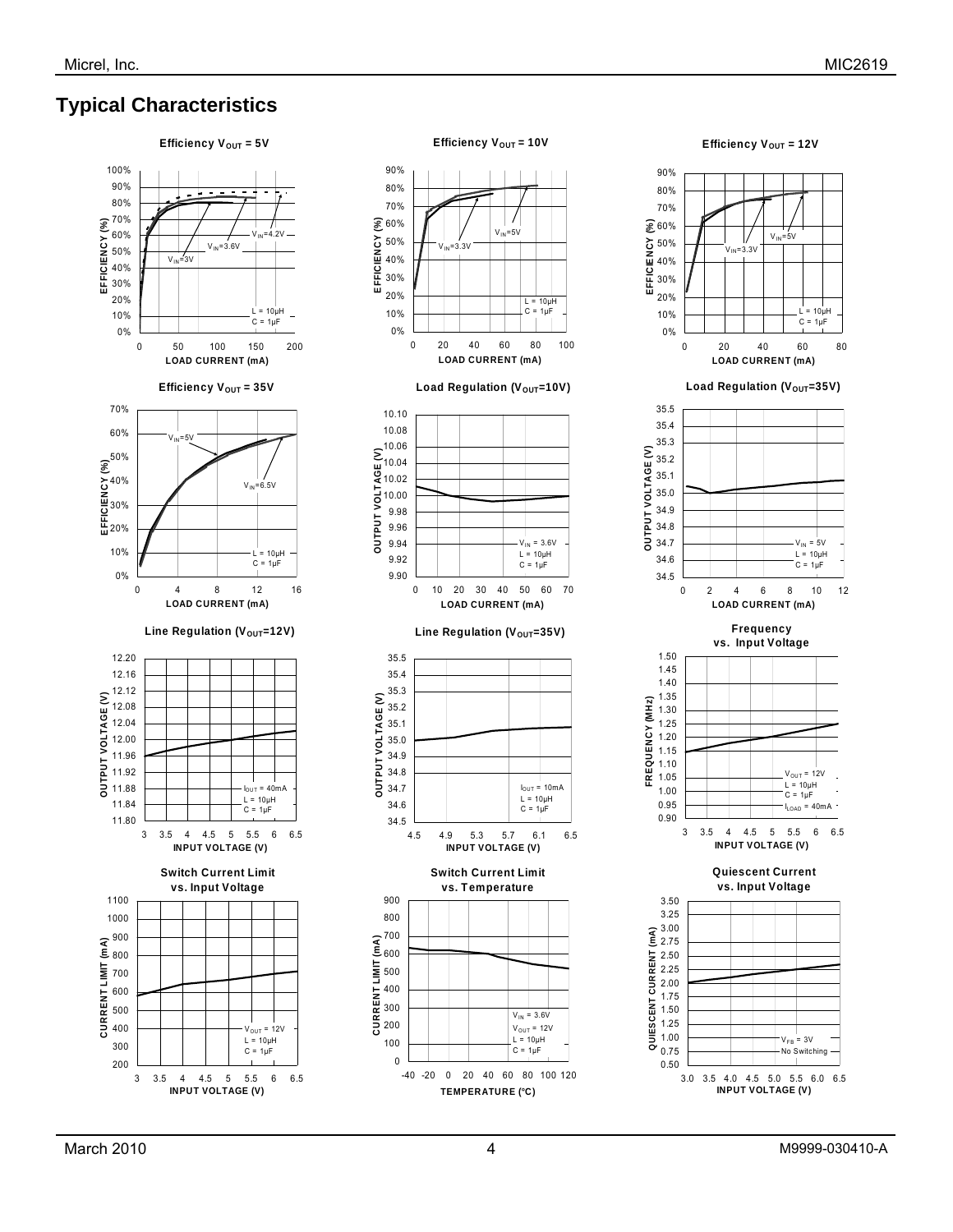## Typical Characteristics

**Efficiency $V_{OUT}$ = 5V**

EFFICIENCY (%) vs. LOAD CURRENT (mA)

$V_{IN}$=4.2V, $V_{IN}$=3.6V, $V_{IN}$=3V; L = 10µH, C = 1µF

**Efficiency $V_{OUT}$ = 10V**

EFFICIENCY (%) vs. LOAD CURRENT (mA)

$V_{IN}$=5V, $V_{IN}$=3.3V; L = 10µH, C = 1µF

**Efficiency $V_{OUT}$ = 12V**

EFFICIENCY (%) vs. LOAD CURRENT (mA)

$V_{IN}$=5V, $V_{IN}$=3.3V; L = 10µH, C = 1µF

**Efficiency $V_{OUT}$ = 35V**

EFFICIENCY (%) vs. LOAD CURRENT (mA)

$V_{IN}$=5V, $V_{IN}$=6.5V; L = 10µH, C = 1µF

**Load Regulation ($V_{OUT}$=10V)**

OUTPUT VOLTAGE (V) vs. LOAD CURRENT (mA)

$V_{IN}$ = 3.6V, L = 10µH, C = 1µF

**Load Regulation ($V_{OUT}$=35V)**

OUTPUT VOLTAGE (V) vs. LOAD CURRENT (mA)

$V_{IN}$ = 5V, L = 10µH, C = 1µF

**Line Regulation ($V_{OUT}$=12V)**

OUTPUT VOLTAGE (V) vs. INPUT VOLTAGE (V)

$I_{OUT}$ = 40mA, L = 10µH, C = 1µF

**Line Regulation ($V_{OUT}$=35V)**

OUTPUT VOLTAGE (V) vs. INPUT VOLTAGE (V)

$I_{OUT}$ = 10mA, L = 10µH, C = 1µF

**Frequency vs. Input Voltage**

FREQUENCY (MHz) vs. INPUT VOLTAGE (V)

$V_{OUT}$ = 12V, L = 10µH, C = 1µF, $I_{LOAD}$ = 40mA

**Switch Current Limit vs. Input Voltage**

CURRENT LIMIT (mA) vs. INPUT VOLTAGE (V)

$V_{OUT}$ = 12V, L = 10µH, C = 1µF

**Switch Current Limit vs. Temperature**

CURRENT LIMIT (mA) vs. TEMPERATURE (°C)

$V_{IN}$ = 3.6V, $V_{OUT}$ = 12V, L = 10µH, C = 1µF

**Quiescent Current vs. Input Voltage**

QUIESCENT CURRENT (mA) vs. INPUT VOLTAGE (V)

$V_{FB}$ = 3V, No Switching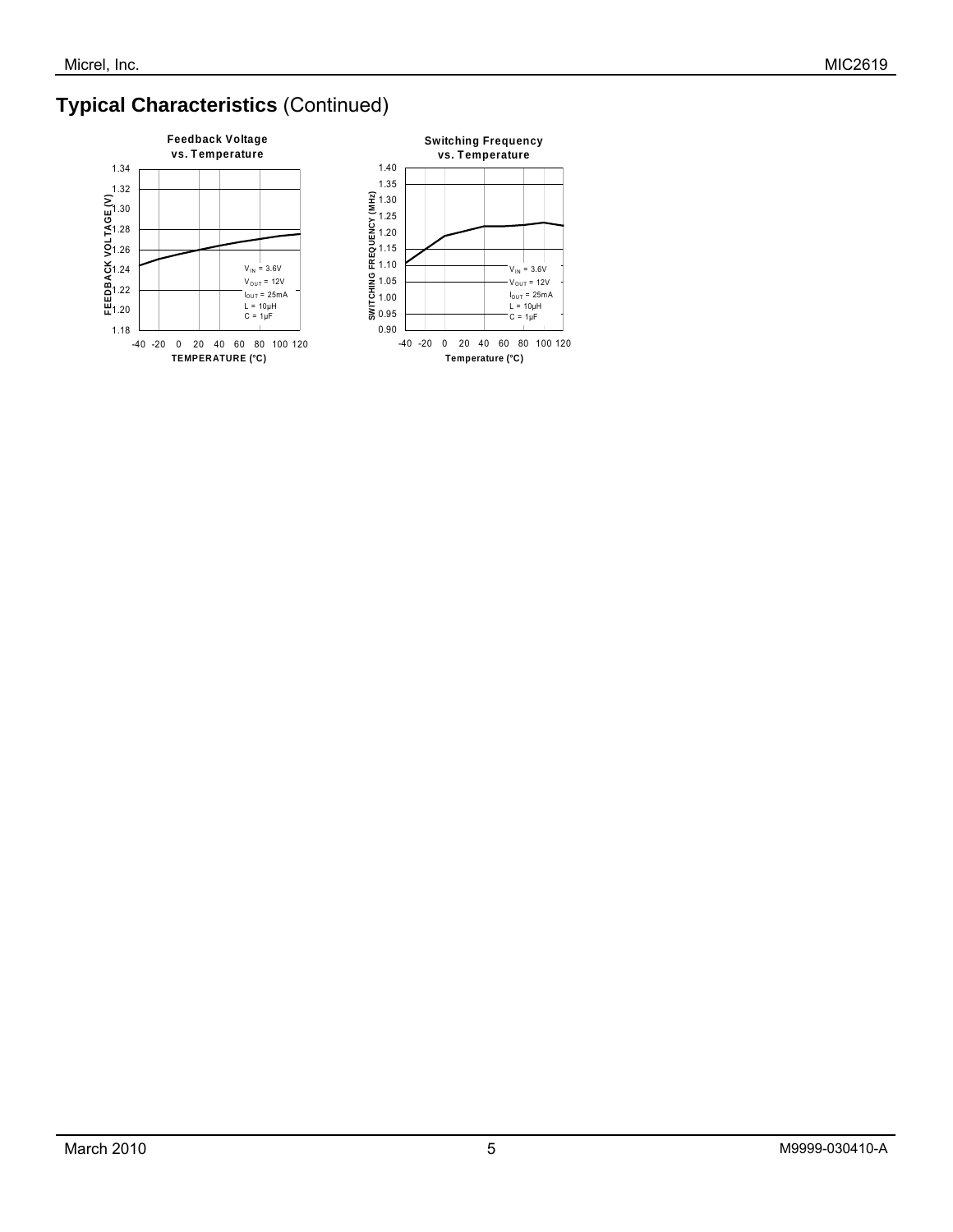## Typical Characteristics (Continued)

**Feedback Voltage vs. Temperature**

FEEDBACK VOLTAGE (V): 1.18, 1.20, 1.22, 1.24, 1.26, 1.28, 1.30, 1.32, 1.34

TEMPERATURE (°C): -40, -20, 0, 20, 40, 60, 80, 100, 120

$V_{IN}$ = 3.6V
$V_{OUT}$ = 12V
$I_{OUT}$ = 25mA
L = 10µH
C = 1µF

**Switching Frequency vs. Temperature**

SWITCHING FREQUENCY (MHz): 0.90, 0.95, 1.00, 1.05, 1.10, 1.15, 1.20, 1.25, 1.30, 1.35, 1.40

Temperature (°C): -40, -20, 0, 20, 40, 60, 80, 100, 120

$V_{IN}$ = 3.6V
$V_{OUT}$ = 12V
$I_{OUT}$ = 25mA
L = 10µH
C = 1µF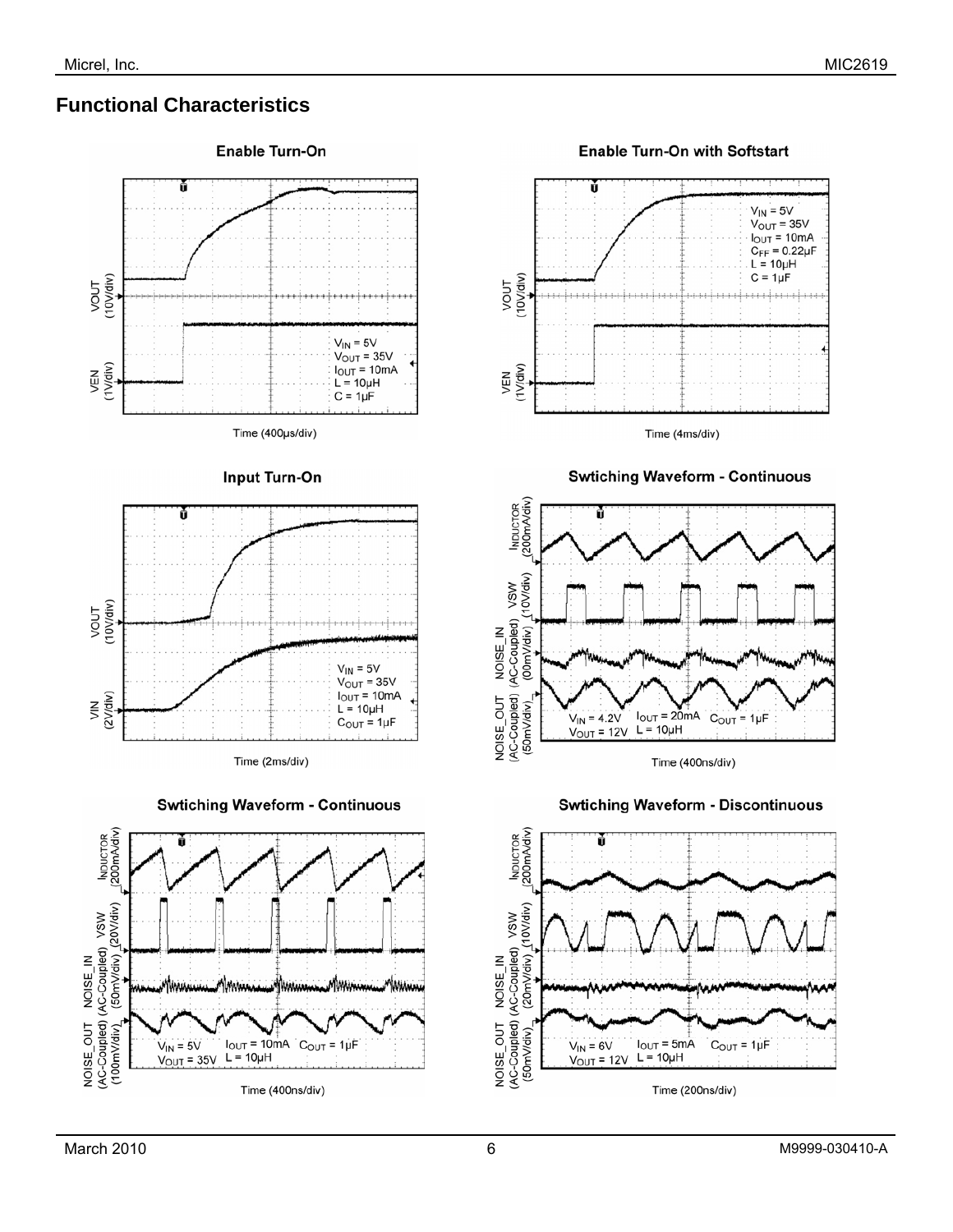## Functional Characteristics

**Enable Turn-On**

VOUT (10V/div)

VEN (1V/div)

$V_{IN}$ = 5V
$V_{OUT}$ = 35V
$I_{OUT}$ = 10mA
L = 10µH
C = 1µF

Time (400µs/div)

**Enable Turn-On with Softstart**

VOUT (10V/div)

VEN (1V/div)

$V_{IN}$ = 5V
$V_{OUT}$ = 35V
$I_{OUT}$ = 10mA
$C_{FF}$ = 0.22µF
L = 10µH
C = 1µF

Time (4ms/div)

**Input Turn-On**

VOUT (10V/div)

VIN (2V/div)

$V_{IN}$ = 5V
$V_{OUT}$ = 35V
$I_{OUT}$ = 10mA
L = 10µH
$C_{OUT}$ = 1µF

Time (2ms/div)

**Swtiching Waveform - Continuous**

INDUCTOR (200mA/div)

VSW (10V/div)

NOISE_IN (AC-Coupled) (00mV/div)

NOISE_OUT (AC-Coupled) (50mV/div)

$V_{IN}$ = 4.2V $I_{OUT}$ = 20mA $C_{OUT}$ = 1µF
$V_{OUT}$ = 12V L = 10µH

Time (400ns/div)

**Swtiching Waveform - Continuous**

INDUCTOR (200mA/div)

VSW (20V/div)

NOISE_IN (AC-Coupled) (50mV/div)

NOISE_OUT (AC-Coupled) (100mV/div)

$V_{IN}$ = 5V $I_{OUT}$ = 10mA $C_{OUT}$ = 1µF
$V_{OUT}$ = 35V L = 10µH

Time (400ns/div)

**Swtiching Waveform - Discontinuous**

INDUCTOR (200mA/div)

VSW (10V/div)

NOISE_IN (AC-Coupled) (20mV/div)

NOISE_OUT (AC-Coupled) (50mV/div)

$V_{IN}$ = 6V $I_{OUT}$ = 5mA $C_{OUT}$ = 1µF
$V_{OUT}$ = 12V L = 10µH

Time (200ns/div)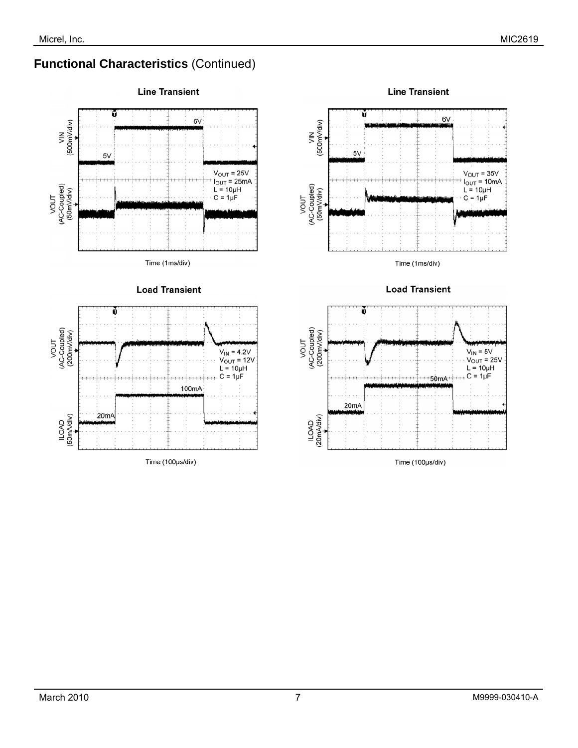## Functional Characteristics (Continued)

**Line Transient**

VIN (500mV/div)

VOUT (AC-Coupled) (50mV/div)

6V

5V

$V_{OUT}$ = 25V
$I_{OUT}$ = 25mA
L = 10µH
C = 1µF

Time (1ms/div)

**Line Transient**

VIN (500mV/div)

VOUT (AC-Coupled) (50mV/div)

6V

5V

$V_{OUT}$ = 35V
$I_{OUT}$ = 10mA
L = 10µH
C = 1µF

Time (1ms/div)

**Load Transient**

VOUT (AC-Coupled) (200mV/div)

ILOAD (50mA/div)

$V_{IN}$ = 4.2V
$V_{OUT}$ = 12V
L = 10µH
C = 1µF

100mA

20mA

Time (100µs/div)

**Load Transient**

VOUT (AC-Coupled) (200mV/div)

ILOAD (20mA/div)

$V_{IN}$ = 5V
$V_{OUT}$ = 25V
L = 10µH
C = 1µF

50mA

20mA

Time (100µs/div)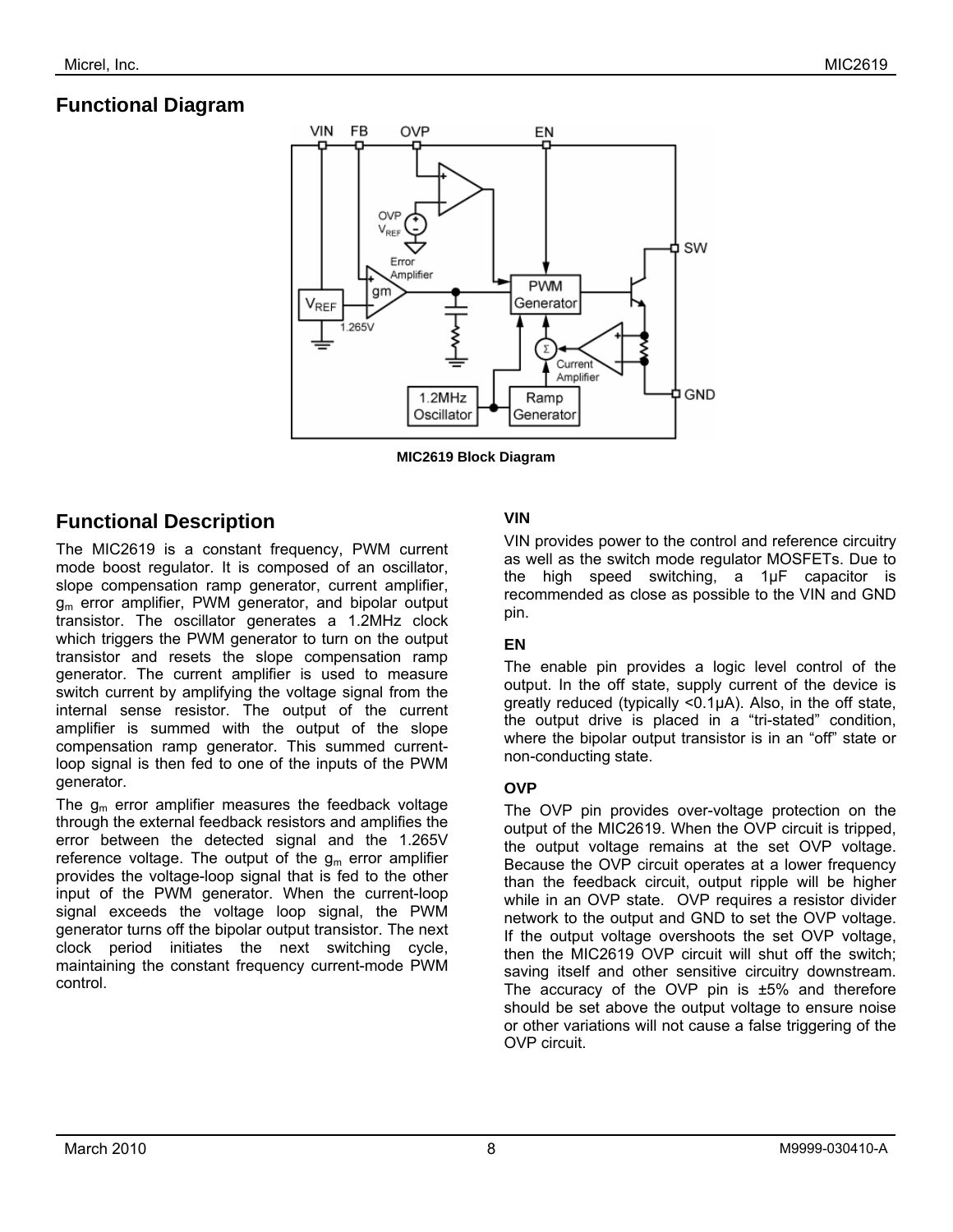## Functional Diagram

MIC2619 Block Diagram

## Functional Description

The MIC2619 is a constant frequency, PWM current mode boost regulator. It is composed of an oscillator, slope compensation ramp generator, current amplifier, $g_m$ error amplifier, PWM generator, and bipolar output transistor. The oscillator generates a 1.2MHz clock which triggers the PWM generator to turn on the output transistor and resets the slope compensation ramp generator. The current amplifier is used to measure switch current by amplifying the voltage signal from the internal sense resistor. The output of the current amplifier is summed with the output of the slope compensation ramp generator. This summed current-loop signal is then fed to one of the inputs of the PWM generator.

The $g_m$ error amplifier measures the feedback voltage through the external feedback resistors and amplifies the error between the detected signal and the 1.265V reference voltage. The output of the $g_m$ error amplifier provides the voltage-loop signal that is fed to the other input of the PWM generator. When the current-loop signal exceeds the voltage loop signal, the PWM generator turns off the bipolar output transistor. The next clock period initiates the next switching cycle, maintaining the constant frequency current-mode PWM control.

### VIN

VIN provides power to the control and reference circuitry as well as the switch mode regulator MOSFETs. Due to the high speed switching, a 1µF capacitor is recommended as close as possible to the VIN and GND pin.

### EN

The enable pin provides a logic level control of the output. In the off state, supply current of the device is greatly reduced (typically <0.1µA). Also, in the off state, the output drive is placed in a "tri-stated" condition, where the bipolar output transistor is in an "off" state or non-conducting state.

### OVP

The OVP pin provides over-voltage protection on the output of the MIC2619. When the OVP circuit is tripped, the output voltage remains at the set OVP voltage. Because the OVP circuit operates at a lower frequency than the feedback circuit, output ripple will be higher while in an OVP state. OVP requires a resistor divider network to the output and GND to set the OVP voltage. If the output voltage overshoots the set OVP voltage, then the MIC2619 OVP circuit will shut off the switch; saving itself and other sensitive circuitry downstream. The accuracy of the OVP pin is ±5% and therefore should be set above the output voltage to ensure noise or other variations will not cause a false triggering of the OVP circuit.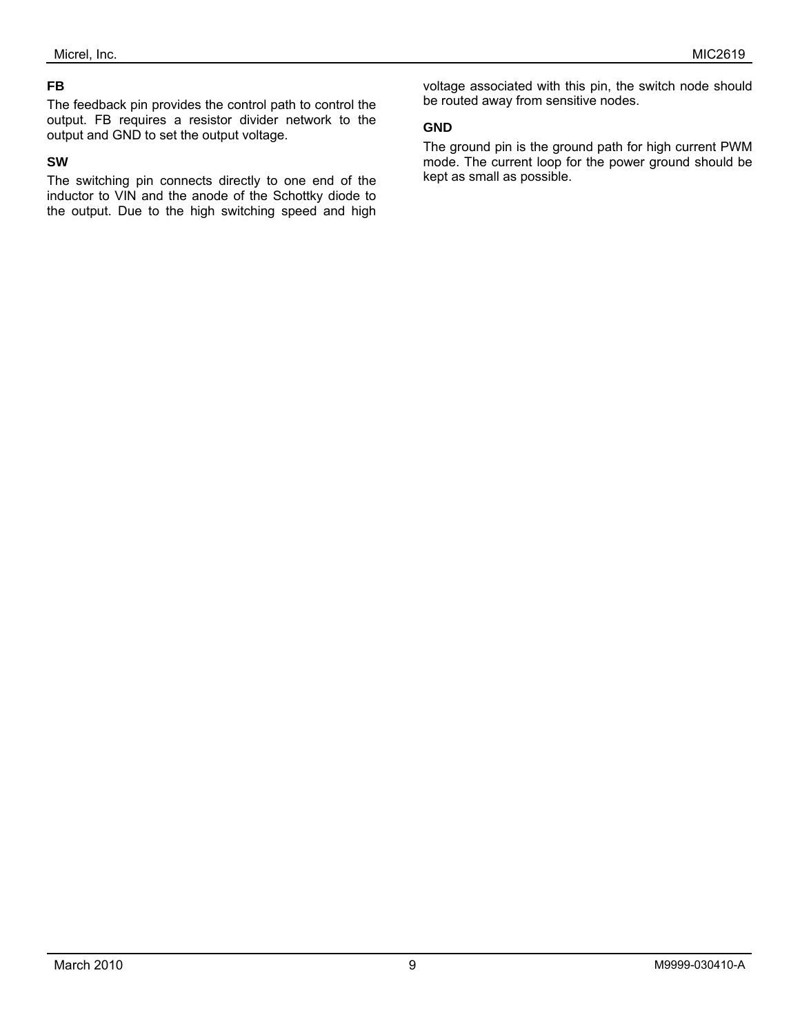### FB

The feedback pin provides the control path to control the output. FB requires a resistor divider network to the output and GND to set the output voltage.

### SW

The switching pin connects directly to one end of the inductor to VIN and the anode of the Schottky diode to the output. Due to the high switching speed and high voltage associated with this pin, the switch node should be routed away from sensitive nodes.

### GND

The ground pin is the ground path for high current PWM mode. The current loop for the power ground should be kept as small as possible.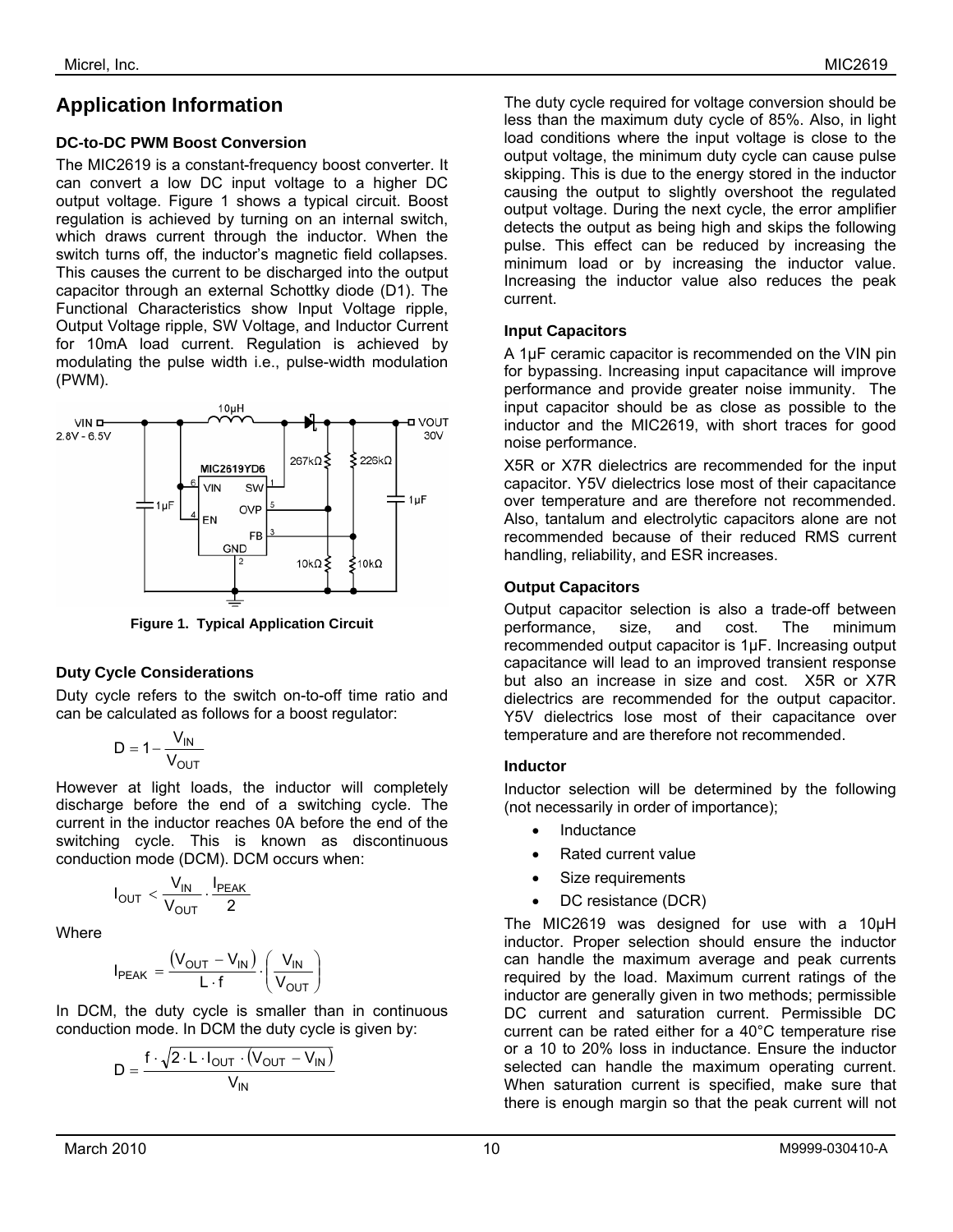## Application Information

### DC-to-DC PWM Boost Conversion

The MIC2619 is a constant-frequency boost converter. It can convert a low DC input voltage to a higher DC output voltage. Figure 1 shows a typical circuit. Boost regulation is achieved by turning on an internal switch, which draws current through the inductor. When the switch turns off, the inductor's magnetic field collapses. This causes the current to be discharged into the output capacitor through an external Schottky diode (D1). The Functional Characteristics show Input Voltage ripple, Output Voltage ripple, SW Voltage, and Inductor Current for 10mA load current. Regulation is achieved by modulating the pulse width i.e., pulse-width modulation (PWM).

**Figure 1. Typical Application Circuit**

### Duty Cycle Considerations

Duty cycle refers to the switch on-to-off time ratio and can be calculated as follows for a boost regulator:

$$D = 1 - \frac{V_{IN}}{V_{OUT}}$$

However at light loads, the inductor will completely discharge before the end of a switching cycle. The current in the inductor reaches 0A before the end of the switching cycle. This is known as discontinuous conduction mode (DCM). DCM occurs when:

$$I_{OUT} < \frac{V_{IN}}{V_{OUT}} \cdot \frac{I_{PEAK}}{2}$$

Where

$$I_{PEAK} = \frac{(V_{OUT} - V_{IN})}{L \cdot f} \cdot \left(\frac{V_{IN}}{V_{OUT}}\right)$$

In DCM, the duty cycle is smaller than in continuous conduction mode. In DCM the duty cycle is given by:

$$D = \frac{f \cdot \sqrt{2 \cdot L \cdot I_{OUT} \cdot (V_{OUT} - V_{IN})}}{V_{IN}}$$

The duty cycle required for voltage conversion should be less than the maximum duty cycle of 85%. Also, in light load conditions where the input voltage is close to the output voltage, the minimum duty cycle can cause pulse skipping. This is due to the energy stored in the inductor causing the output to slightly overshoot the regulated output voltage. During the next cycle, the error amplifier detects the output as being high and skips the following pulse. This effect can be reduced by increasing the minimum load or by increasing the inductor value. Increasing the inductor value also reduces the peak current.

### Input Capacitors

A 1µF ceramic capacitor is recommended on the VIN pin for bypassing. Increasing input capacitance will improve performance and provide greater noise immunity. The input capacitor should be as close as possible to the inductor and the MIC2619, with short traces for good noise performance.

X5R or X7R dielectrics are recommended for the input capacitor. Y5V dielectrics lose most of their capacitance over temperature and are therefore not recommended. Also, tantalum and electrolytic capacitors alone are not recommended because of their reduced RMS current handling, reliability, and ESR increases.

### Output Capacitors

Output capacitor selection is also a trade-off between performance, size, and cost. The minimum recommended output capacitor is 1µF. Increasing output capacitance will lead to an improved transient response but also an increase in size and cost. X5R or X7R dielectrics are recommended for the output capacitor. Y5V dielectrics lose most of their capacitance over temperature and are therefore not recommended.

### Inductor

Inductor selection will be determined by the following (not necessarily in order of importance);

- Inductance
- Rated current value
- Size requirements
- DC resistance (DCR)

The MIC2619 was designed for use with a 10µH inductor. Proper selection should ensure the inductor can handle the maximum average and peak currents required by the load. Maximum current ratings of the inductor are generally given in two methods; permissible DC current and saturation current. Permissible DC current can be rated either for a 40°C temperature rise or a 10 to 20% loss in inductance. Ensure the inductor selected can handle the maximum operating current. When saturation current is specified, make sure that there is enough margin so that the peak current will not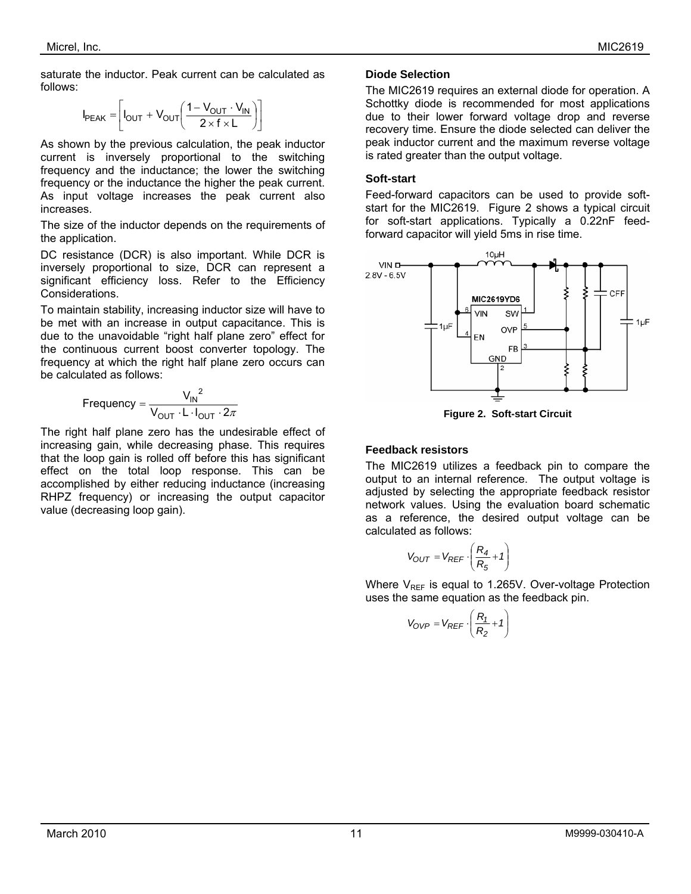saturate the inductor. Peak current can be calculated as follows:

$$I_{PEAK} = \left[ I_{OUT} + V_{OUT}\left( \frac{1 - V_{OUT} \cdot V_{IN}}{2 \times f \times L} \right) \right]$$

As shown by the previous calculation, the peak inductor current is inversely proportional to the switching frequency and the inductance; the lower the switching frequency or the inductance the higher the peak current. As input voltage increases the peak current also increases.

The size of the inductor depends on the requirements of the application.

DC resistance (DCR) is also important. While DCR is inversely proportional to size, DCR can represent a significant efficiency loss. Refer to the Efficiency Considerations.

To maintain stability, increasing inductor size will have to be met with an increase in output capacitance. This is due to the unavoidable "right half plane zero" effect for the continuous current boost converter topology. The frequency at which the right half plane zero occurs can be calculated as follows:

$$\text{Frequency} = \frac{V_{IN}^{\ 2}}{V_{OUT} \cdot L \cdot I_{OUT} \cdot 2\pi}$$

The right half plane zero has the undesirable effect of increasing gain, while decreasing phase. This requires that the loop gain is rolled off before this has significant effect on the total loop response. This can be accomplished by either reducing inductance (increasing RHPZ frequency) or increasing the output capacitor value (decreasing loop gain).

### Diode Selection

The MIC2619 requires an external diode for operation. A Schottky diode is recommended for most applications due to their lower forward voltage drop and reverse recovery time. Ensure the diode selected can deliver the peak inductor current and the maximum reverse voltage is rated greater than the output voltage.

### Soft-start

Feed-forward capacitors can be used to provide soft-start for the MIC2619. Figure 2 shows a typical circuit for soft-start applications. Typically a 0.22nF feed-forward capacitor will yield 5ms in rise time.

**Figure 2. Soft-start Circuit**

### Feedback resistors

The MIC2619 utilizes a feedback pin to compare the output to an internal reference. The output voltage is adjusted by selecting the appropriate feedback resistor network values. Using the evaluation board schematic as a reference, the desired output voltage can be calculated as follows:

$$V_{OUT} = V_{REF} \cdot \left( \frac{R_4}{R_5} + 1 \right)$$

Where $V_{REF}$ is equal to 1.265V. Over-voltage Protection uses the same equation as the feedback pin.

$$V_{OVP} = V_{REF} \cdot \left( \frac{R_1}{R_2} + 1 \right)$$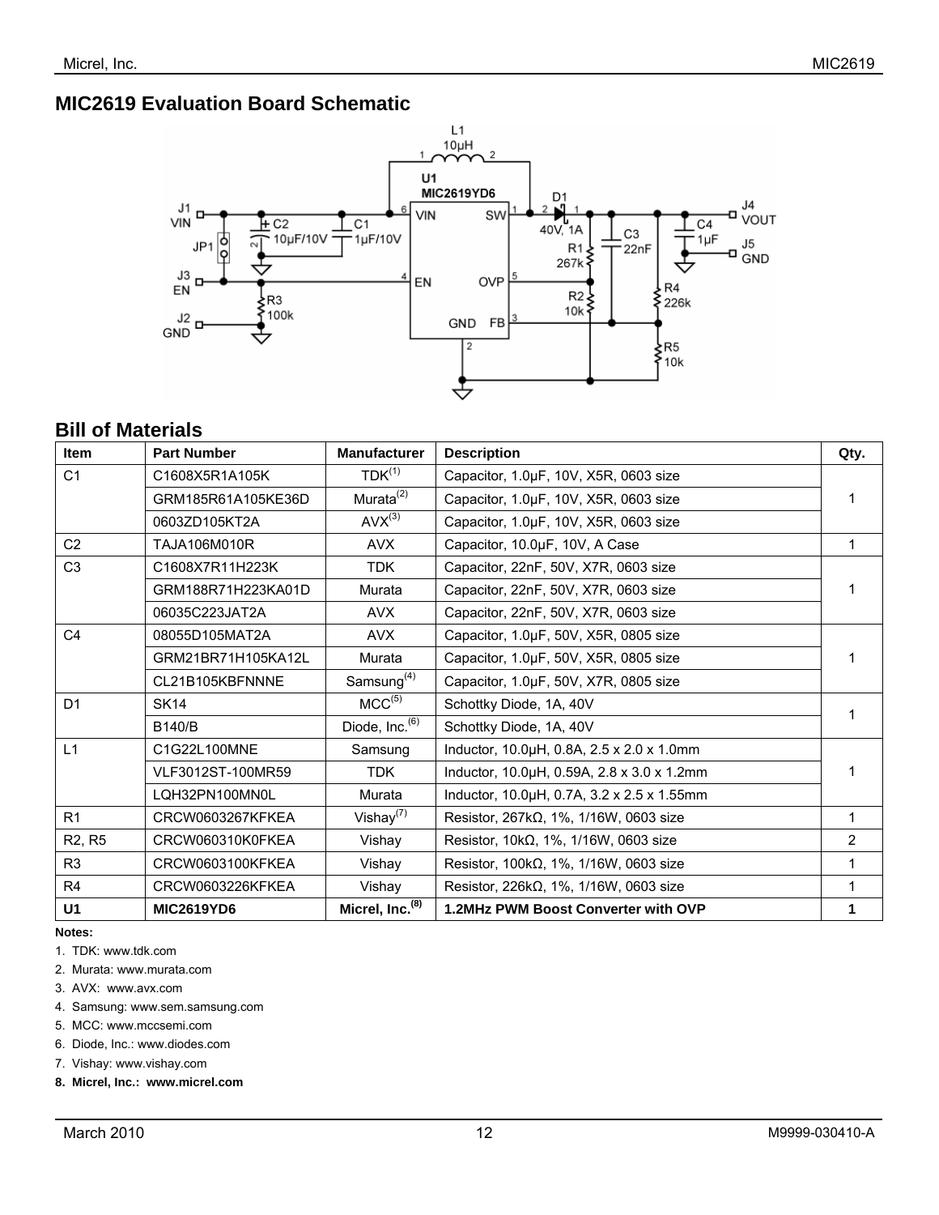## MIC2619 Evaluation Board Schematic

## Bill of Materials

| Item | Part Number | Manufacturer | Description | Qty. |
|---|---|---|---|---|
| C1 | C1608X5R1A105K | TDK[1] | Capacitor, 1.0µF, 10V, X5R, 0603 size | 1 |
| | GRM185R61A105KE36D | Murata[2] | Capacitor, 1.0µF, 10V, X5R, 0603 size | |
| | 0603ZD105KT2A | AVX[3] | Capacitor, 1.0µF, 10V, X5R, 0603 size | |
| C2 | TAJA106M010R | AVX | Capacitor, 10.0µF, 10V, A Case | 1 |
| C3 | C1608X7R11H223K | TDK | Capacitor, 22nF, 50V, X7R, 0603 size | 1 |
| | GRM188R71H223KA01D | Murata | Capacitor, 22nF, 50V, X7R, 0603 size | |
| | 06035C223JAT2A | AVX | Capacitor, 22nF, 50V, X7R, 0603 size | |
| C4 | 08055D105MAT2A | AVX | Capacitor, 1.0µF, 50V, X5R, 0805 size | 1 |
| | GRM21BR71H105KA12L | Murata | Capacitor, 1.0µF, 50V, X5R, 0805 size | |
| | CL21B105KBFNNNE | Samsung[4] | Capacitor, 1.0µF, 50V, X7R, 0805 size | |
| D1 | SK14 | MCC[5] | Schottky Diode, 1A, 40V | 1 |
| | B140/B | Diode, Inc.[6] | Schottky Diode, 1A, 40V | |
| L1 | C1G22L100MNE | Samsung | Inductor, 10.0µH, 0.8A, 2.5 x 2.0 x 1.0mm | 1 |
| | VLF3012ST-100MR59 | TDK | Inductor, 10.0µH, 0.59A, 2.8 x 3.0 x 1.2mm | |
| | LQH32PN100MN0L | Murata | Inductor, 10.0µH, 0.7A, 3.2 x 2.5 x 1.55mm | |
| R1 | CRCW0603267KFKEA | Vishay[7] | Resistor, 267kΩ, 1%, 1/16W, 0603 size | 1 |
| R2, R5 | CRCW060310K0FKEA | Vishay | Resistor, 10kΩ, 1%, 1/16W, 0603 size | 2 |
| R3 | CRCW0603100KFKEA | Vishay | Resistor, 100kΩ, 1%, 1/16W, 0603 size | 1 |
| R4 | CRCW0603226KFKEA | Vishay | Resistor, 226kΩ, 1%, 1/16W, 0603 size | 1 |
| **U1** | **MIC2619YD6** | **Micrel, Inc.[8]** | **1.2MHz PWM Boost Converter with OVP** | **1** |

**Notes:**

1. TDK: www.tdk.com
2. Murata: www.murata.com
3. AVX: www.avx.com
4. Samsung: www.sem.samsung.com
5. MCC: www.mccsemi.com
6. Diode, Inc.: www.diodes.com
7. Vishay: www.vishay.com
8. **Micrel, Inc.: www.micrel.com**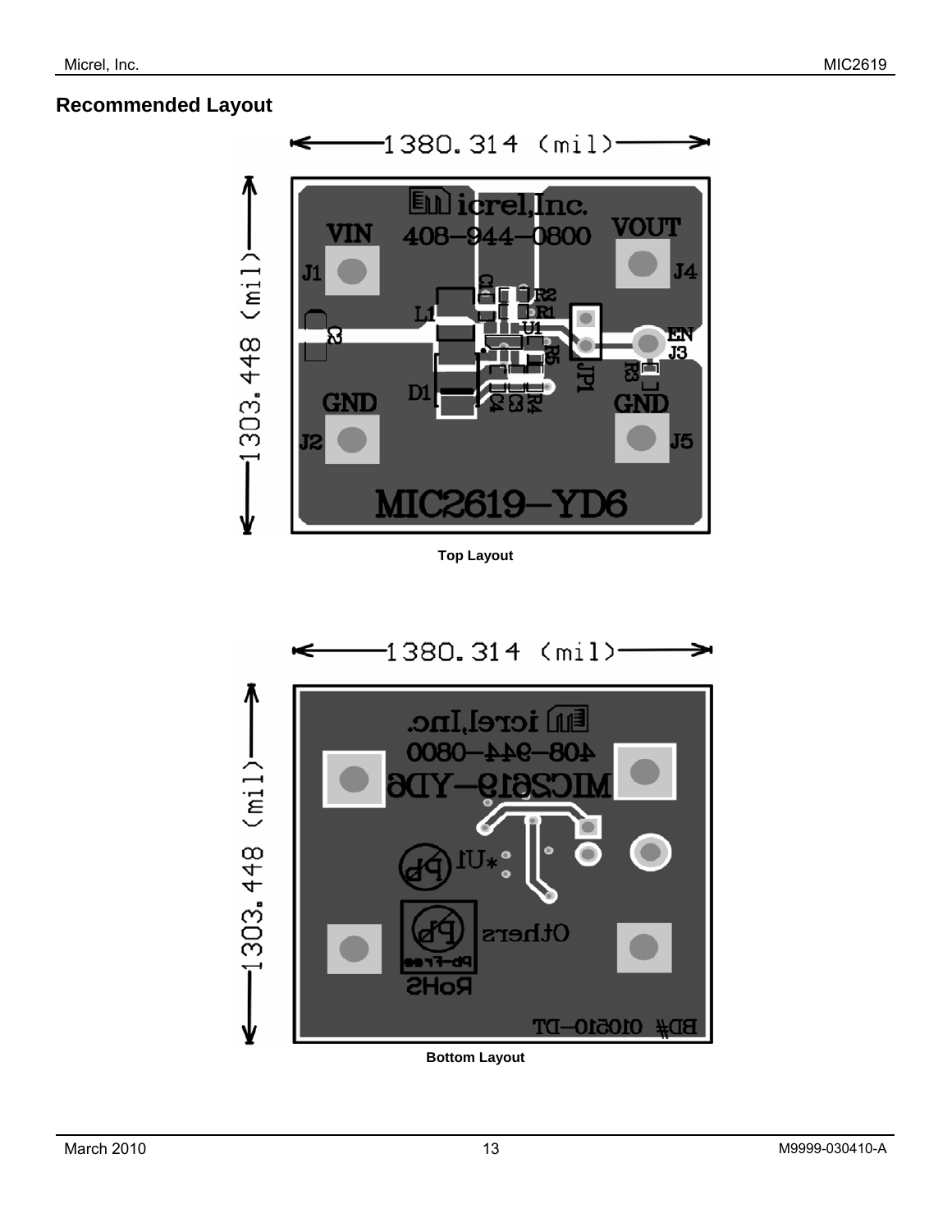## Recommended Layout

Top Layout

Bottom Layout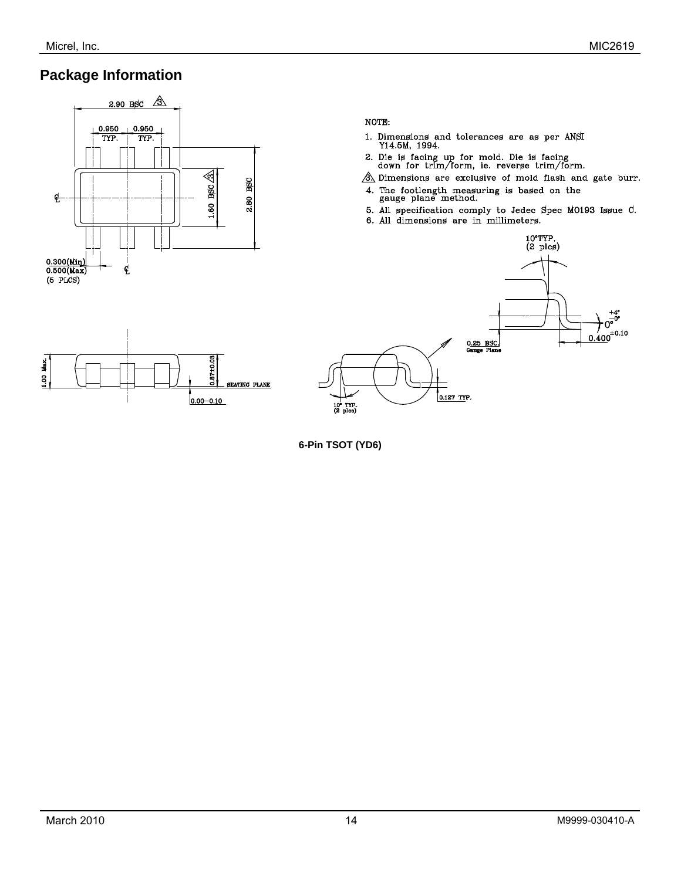## Package Information

NOTE:

1. Dimensions and tolerances are as per ANSI Y14.5M, 1994.
2. Die is facing up for mold. Die is facing down for trim/form, ie. reverse trim/form.
3. Dimensions are exclusive of mold flash and gate burr.
4. The footlength measuring is based on the gauge plane method.
5. All specification comply to Jedec Spec MO193 Issue C.
6. All dimensions are in millimeters.

**6-Pin TSOT (YD6)**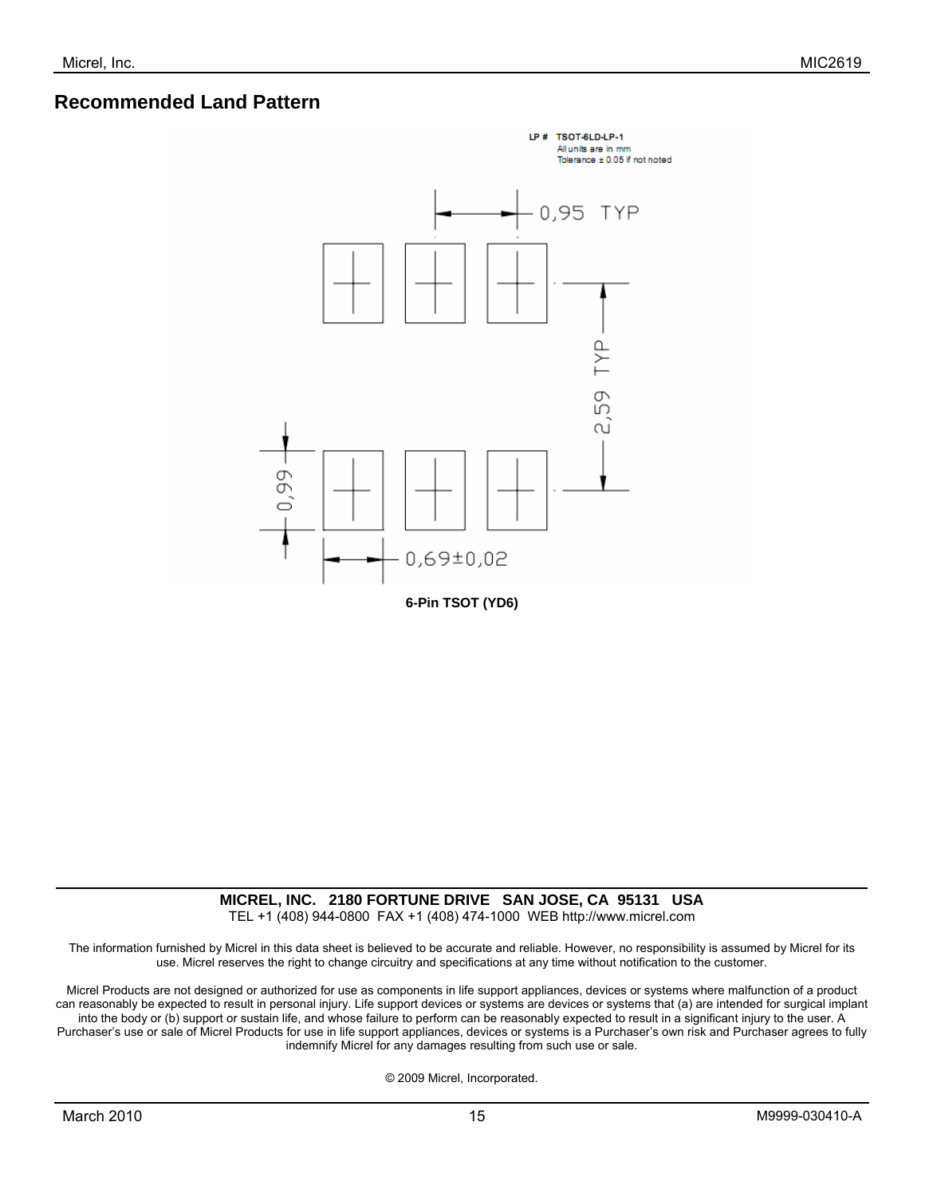## Recommended Land Pattern

LP # TSOT-6LD-LP-1
All units are in mm
Tolerance ± 0.05 if not noted

0,95 TYP

2,59 TYP

0,99

0,69±0,02

**6-Pin TSOT (YD6)**

**MICREL, INC. 2180 FORTUNE DRIVE SAN JOSE, CA 95131 USA**
TEL +1 (408) 944-0800 FAX +1 (408) 474-1000 WEB http://www.micrel.com

The information furnished by Micrel in this data sheet is believed to be accurate and reliable. However, no responsibility is assumed by Micrel for its use. Micrel reserves the right to change circuitry and specifications at any time without notification to the customer.

Micrel Products are not designed or authorized for use as components in life support appliances, devices or systems where malfunction of a product can reasonably be expected to result in personal injury. Life support devices or systems are devices or systems that (a) are intended for surgical implant into the body or (b) support or sustain life, and whose failure to perform can be reasonably expected to result in a significant injury to the user. A Purchaser's use or sale of Micrel Products for use in life support appliances, devices or systems is a Purchaser's own risk and Purchaser agrees to fully indemnify Micrel for any damages resulting from such use or sale.

© 2009 Micrel, Incorporated.